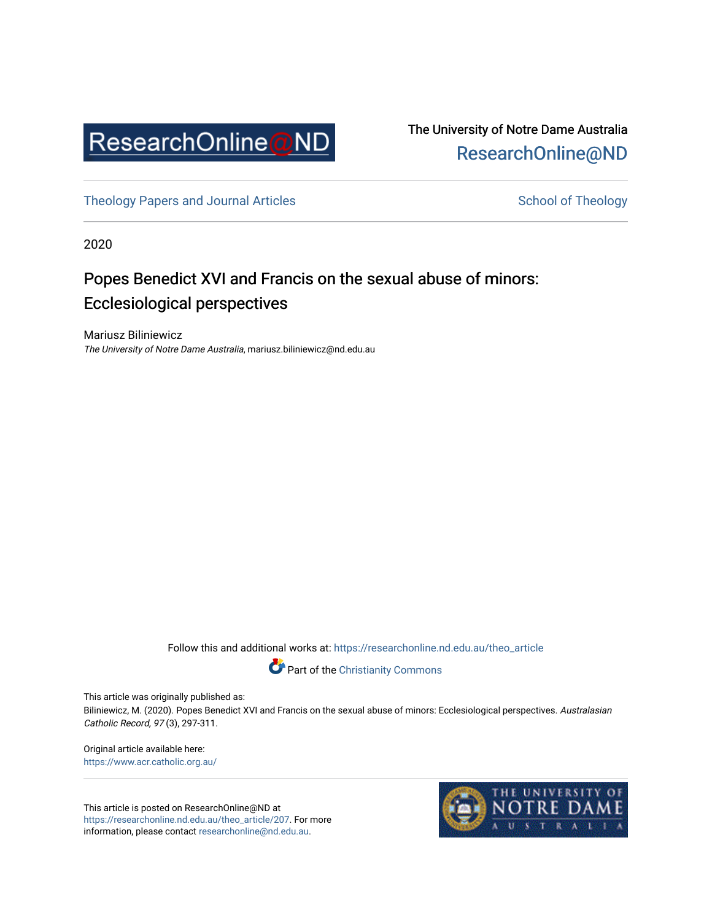ResearchOnline@ND

The University of Notre Dame Australia
ResearchOnline@ND

Theology Papers and Journal Articles

School of Theology

2020

# Popes Benedict XVI and Francis on the sexual abuse of minors: Ecclesiological perspectives

Mariusz Biliniewicz
*The University of Notre Dame Australia*, mariusz.biliniewicz@nd.edu.au

Follow this and additional works at: https://researchonline.nd.edu.au/theo_article

Part of the Christianity Commons

This article was originally published as:
Biliniewicz, M. (2020). Popes Benedict XVI and Francis on the sexual abuse of minors: Ecclesiological perspectives. *Australasian Catholic Record, 97* (3), 297-311.

Original article available here:
https://www.acr.catholic.org.au/

This article is posted on ResearchOnline@ND at https://researchonline.nd.edu.au/theo_article/207. For more information, please contact researchonline@nd.edu.au.

THE UNIVERSITY OF NOTRE DAME AUSTRALIA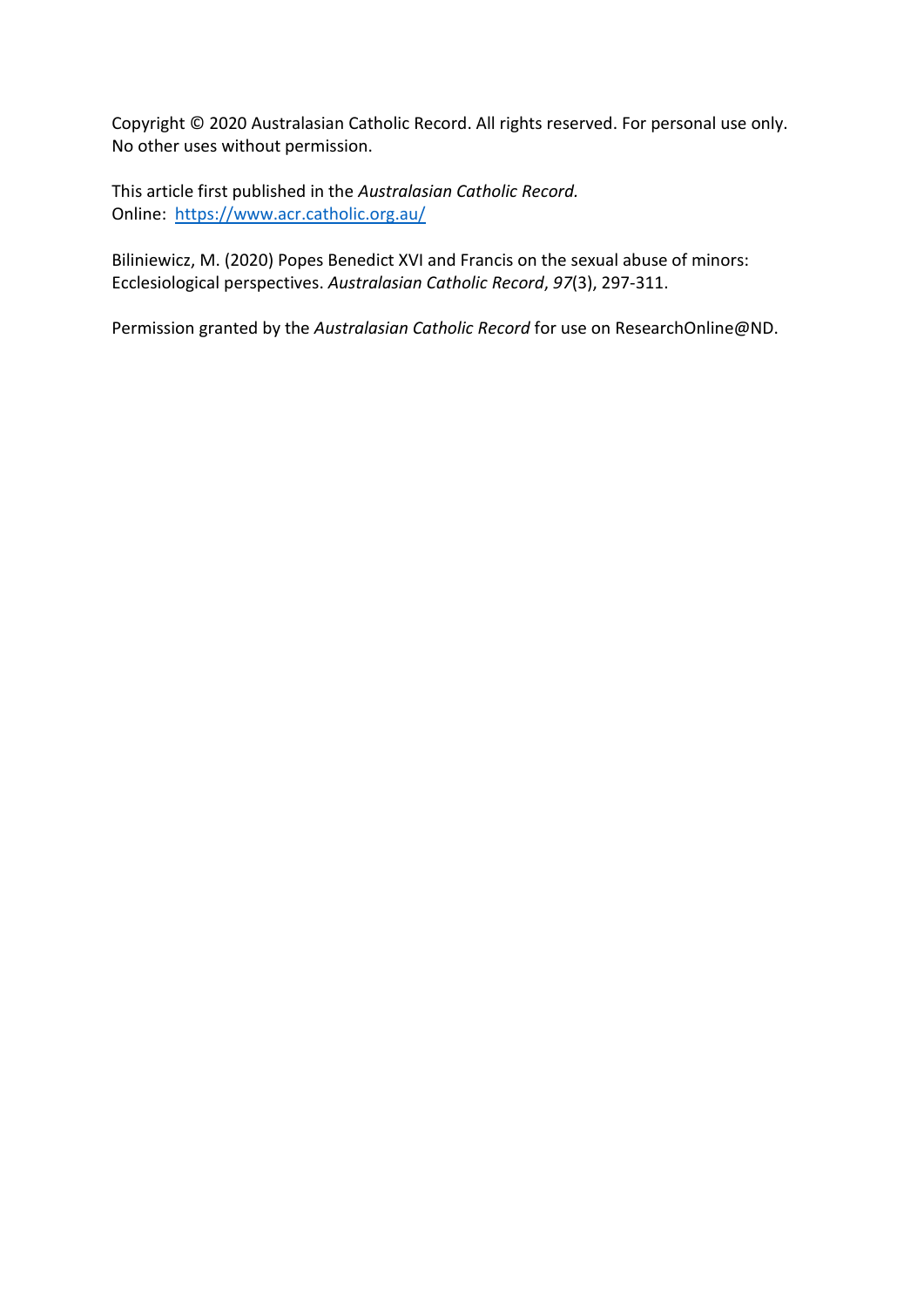Copyright © 2020 Australasian Catholic Record. All rights reserved. For personal use only. No other uses without permission.

This article first published in the *Australasian Catholic Record.*
Online: [https://www.acr.catholic.org.au/](https://www.acr.catholic.org.au/)

Biliniewicz, M. (2020) Popes Benedict XVI and Francis on the sexual abuse of minors: Ecclesiological perspectives. *Australasian Catholic Record*, *97*(3), 297-311.

Permission granted by the *Australasian Catholic Record* for use on ResearchOnline@ND.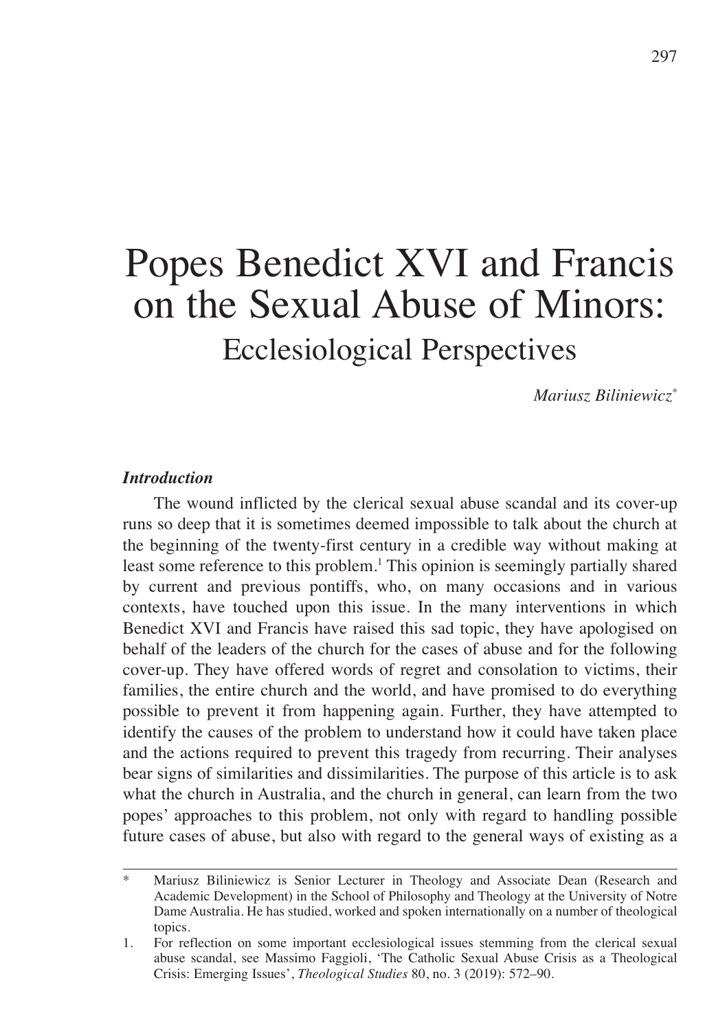# Popes Benedict XVI and Francis on the Sexual Abuse of Minors: Ecclesiological Perspectives

*Mariusz Biliniewicz*[*]

### *Introduction*

The wound inflicted by the clerical sexual abuse scandal and its cover-up runs so deep that it is sometimes deemed impossible to talk about the church at the beginning of the twenty-first century in a credible way without making at least some reference to this problem.[1] This opinion is seemingly partially shared by current and previous pontiffs, who, on many occasions and in various contexts, have touched upon this issue. In the many interventions in which Benedict XVI and Francis have raised this sad topic, they have apologised on behalf of the leaders of the church for the cases of abuse and for the following cover-up. They have offered words of regret and consolation to victims, their families, the entire church and the world, and have promised to do everything possible to prevent it from happening again. Further, they have attempted to identify the causes of the problem to understand how it could have taken place and the actions required to prevent this tragedy from recurring. Their analyses bear signs of similarities and dissimilarities. The purpose of this article is to ask what the church in Australia, and the church in general, can learn from the two popes' approaches to this problem, not only with regard to handling possible future cases of abuse, but also with regard to the general ways of existing as a

---

\* Mariusz Biliniewicz is Senior Lecturer in Theology and Associate Dean (Research and Academic Development) in the School of Philosophy and Theology at the University of Notre Dame Australia. He has studied, worked and spoken internationally on a number of theological topics.

1. For reflection on some important ecclesiological issues stemming from the clerical sexual abuse scandal, see Massimo Faggioli, 'The Catholic Sexual Abuse Crisis as a Theological Crisis: Emerging Issues', *Theological Studies* 80, no. 3 (2019): 572–90.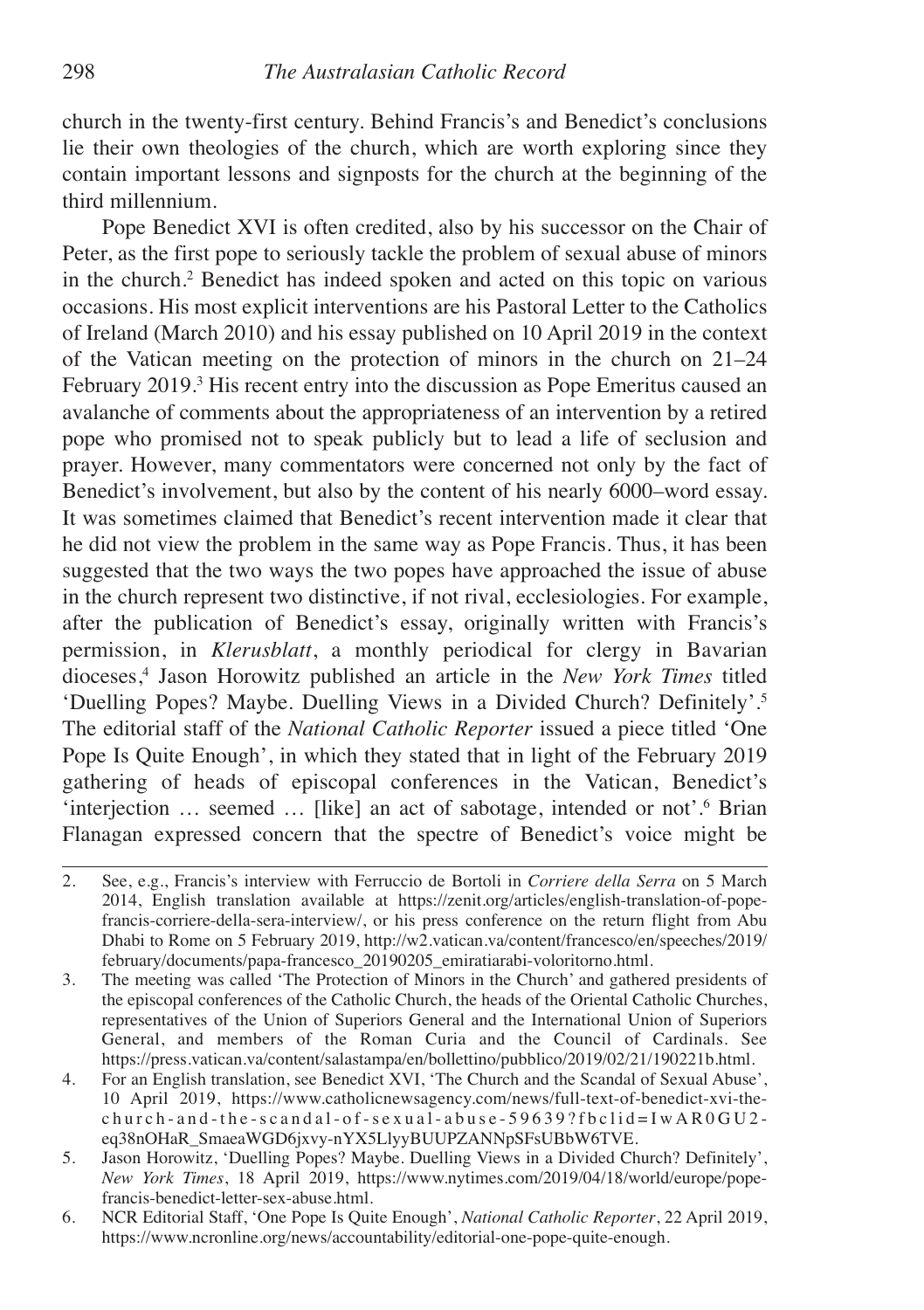church in the twenty-first century. Behind Francis's and Benedict's conclusions lie their own theologies of the church, which are worth exploring since they contain important lessons and signposts for the church at the beginning of the third millennium.

Pope Benedict XVI is often credited, also by his successor on the Chair of Peter, as the first pope to seriously tackle the problem of sexual abuse of minors in the church.[2] Benedict has indeed spoken and acted on this topic on various occasions. His most explicit interventions are his Pastoral Letter to the Catholics of Ireland (March 2010) and his essay published on 10 April 2019 in the context of the Vatican meeting on the protection of minors in the church on 21–24 February 2019.[3] His recent entry into the discussion as Pope Emeritus caused an avalanche of comments about the appropriateness of an intervention by a retired pope who promised not to speak publicly but to lead a life of seclusion and prayer. However, many commentators were concerned not only by the fact of Benedict's involvement, but also by the content of his nearly 6000–word essay. It was sometimes claimed that Benedict's recent intervention made it clear that he did not view the problem in the same way as Pope Francis. Thus, it has been suggested that the two ways the two popes have approached the issue of abuse in the church represent two distinctive, if not rival, ecclesiologies. For example, after the publication of Benedict's essay, originally written with Francis's permission, in *Klerusblatt*, a monthly periodical for clergy in Bavarian dioceses,[4] Jason Horowitz published an article in the *New York Times* titled 'Duelling Popes? Maybe. Duelling Views in a Divided Church? Definitely'.[5] The editorial staff of the *National Catholic Reporter* issued a piece titled 'One Pope Is Quite Enough', in which they stated that in light of the February 2019 gathering of heads of episcopal conferences in the Vatican, Benedict's 'interjection … seemed … [like] an act of sabotage, intended or not'.[6] Brian Flanagan expressed concern that the spectre of Benedict's voice might be

---

2. See, e.g., Francis's interview with Ferruccio de Bortoli in *Corriere della Serra* on 5 March 2014, English translation available at https://zenit.org/articles/english-translation-of-pope-francis-corriere-della-sera-interview/, or his press conference on the return flight from Abu Dhabi to Rome on 5 February 2019, http://w2.vatican.va/content/francesco/en/speeches/2019/february/documents/papa-francesco_20190205_emiratiarabi-voloritorno.html.
3. The meeting was called 'The Protection of Minors in the Church' and gathered presidents of the episcopal conferences of the Catholic Church, the heads of the Oriental Catholic Churches, representatives of the Union of Superiors General and the International Union of Superiors General, and members of the Roman Curia and the Council of Cardinals. See https://press.vatican.va/content/salastampa/en/bollettino/pubblico/2019/02/21/190221b.html.
4. For an English translation, see Benedict XVI, 'The Church and the Scandal of Sexual Abuse', 10 April 2019, https://www.catholicnewsagency.com/news/full-text-of-benedict-xvi-the-church-and-the-scandal-of-sexual-abuse-59639?fbclid=IwAR0GU2-eq38nOHaR_SmaeaWGD6jxvy-nYX5LlyyBUUPZANNpSFsUBbW6TVE.
5. Jason Horowitz, 'Duelling Popes? Maybe. Duelling Views in a Divided Church? Definitely', *New York Times*, 18 April 2019, https://www.nytimes.com/2019/04/18/world/europe/pope-francis-benedict-letter-sex-abuse.html.
6. NCR Editorial Staff, 'One Pope Is Quite Enough', *National Catholic Reporter*, 22 April 2019, https://www.ncronline.org/news/accountability/editorial-one-pope-quite-enough.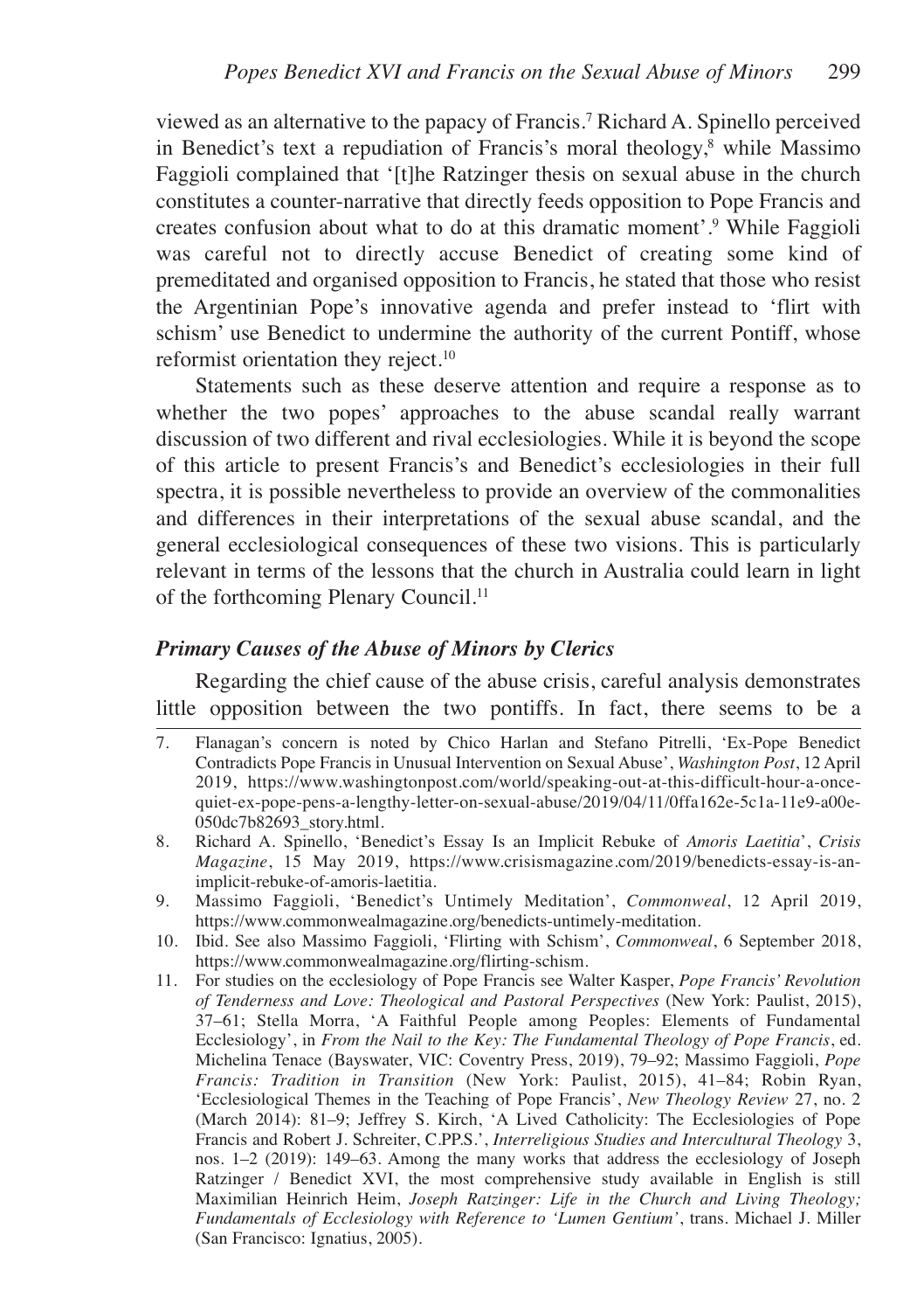viewed as an alternative to the papacy of Francis.[7] Richard A. Spinello perceived in Benedict's text a repudiation of Francis's moral theology,[8] while Massimo Faggioli complained that '[t]he Ratzinger thesis on sexual abuse in the church constitutes a counter-narrative that directly feeds opposition to Pope Francis and creates confusion about what to do at this dramatic moment'.[9] While Faggioli was careful not to directly accuse Benedict of creating some kind of premeditated and organised opposition to Francis, he stated that those who resist the Argentinian Pope's innovative agenda and prefer instead to 'flirt with schism' use Benedict to undermine the authority of the current Pontiff, whose reformist orientation they reject.[10]

Statements such as these deserve attention and require a response as to whether the two popes' approaches to the abuse scandal really warrant discussion of two different and rival ecclesiologies. While it is beyond the scope of this article to present Francis's and Benedict's ecclesiologies in their full spectra, it is possible nevertheless to provide an overview of the commonalities and differences in their interpretations of the sexual abuse scandal, and the general ecclesiological consequences of these two visions. This is particularly relevant in terms of the lessons that the church in Australia could learn in light of the forthcoming Plenary Council.[11]

### *Primary Causes of the Abuse of Minors by Clerics*

Regarding the chief cause of the abuse crisis, careful analysis demonstrates little opposition between the two pontiffs. In fact, there seems to be a

---

7. Flanagan's concern is noted by Chico Harlan and Stefano Pitrelli, 'Ex-Pope Benedict Contradicts Pope Francis in Unusual Intervention on Sexual Abuse', *Washington Post*, 12 April 2019, https://www.washingtonpost.com/world/speaking-out-at-this-difficult-hour-a-once-quiet-ex-pope-pens-a-lengthy-letter-on-sexual-abuse/2019/04/11/0ffa162e-5c1a-11e9-a00e-050dc7b82693_story.html.
8. Richard A. Spinello, 'Benedict's Essay Is an Implicit Rebuke of *Amoris Laetitia*', *Crisis Magazine*, 15 May 2019, https://www.crisismagazine.com/2019/benedicts-essay-is-an-implicit-rebuke-of-amoris-laetitia.
9. Massimo Faggioli, 'Benedict's Untimely Meditation', *Commonweal*, 12 April 2019, https://www.commonwealmagazine.org/benedicts-untimely-meditation.
10. Ibid. See also Massimo Faggioli, 'Flirting with Schism', *Commonweal*, 6 September 2018, https://www.commonwealmagazine.org/flirting-schism.
11. For studies on the ecclesiology of Pope Francis see Walter Kasper, *Pope Francis' Revolution of Tenderness and Love: Theological and Pastoral Perspectives* (New York: Paulist, 2015), 37–61; Stella Morra, 'A Faithful People among Peoples: Elements of Fundamental Ecclesiology', in *From the Nail to the Key: The Fundamental Theology of Pope Francis*, ed. Michelina Tenace (Bayswater, VIC: Coventry Press, 2019), 79–92; Massimo Faggioli, *Pope Francis: Tradition in Transition* (New York: Paulist, 2015), 41–84; Robin Ryan, 'Ecclesiological Themes in the Teaching of Pope Francis', *New Theology Review* 27, no. 2 (March 2014): 81–9; Jeffrey S. Kirch, 'A Lived Catholicity: The Ecclesiologies of Pope Francis and Robert J. Schreiter, C.PP.S.', *Interreligious Studies and Intercultural Theology* 3, nos. 1–2 (2019): 149–63. Among the many works that address the ecclesiology of Joseph Ratzinger / Benedict XVI, the most comprehensive study available in English is still Maximilian Heinrich Heim, *Joseph Ratzinger: Life in the Church and Living Theology; Fundamentals of Ecclesiology with Reference to 'Lumen Gentium'*, trans. Michael J. Miller (San Francisco: Ignatius, 2005).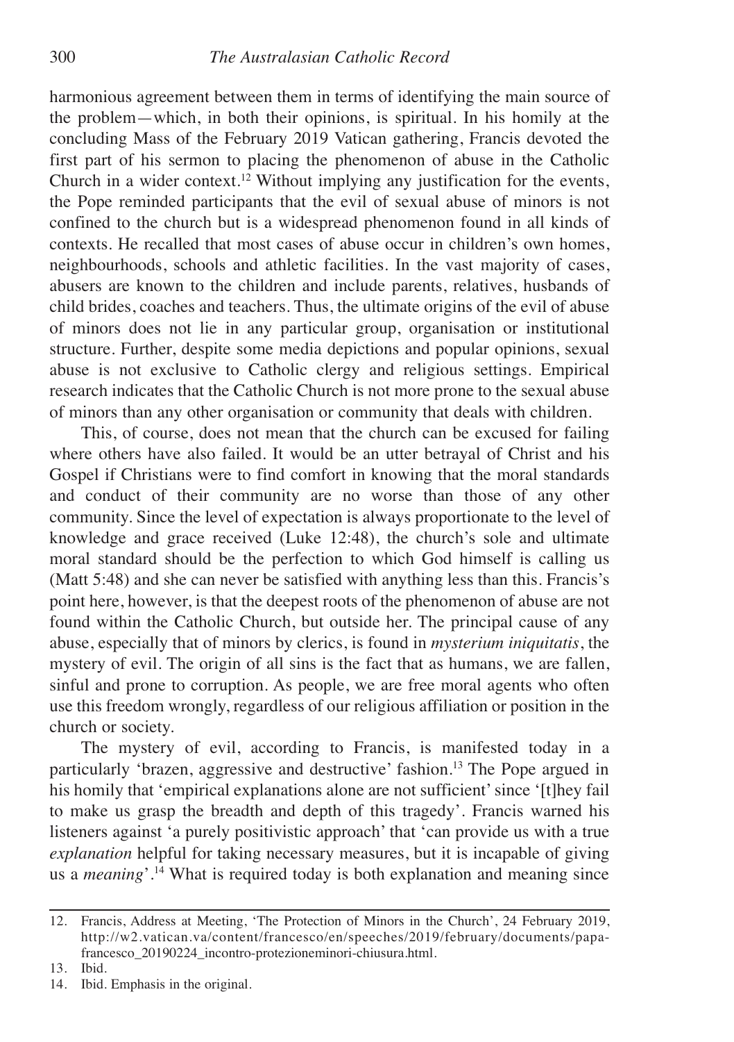harmonious agreement between them in terms of identifying the main source of the problem—which, in both their opinions, is spiritual. In his homily at the concluding Mass of the February 2019 Vatican gathering, Francis devoted the first part of his sermon to placing the phenomenon of abuse in the Catholic Church in a wider context.[12] Without implying any justification for the events, the Pope reminded participants that the evil of sexual abuse of minors is not confined to the church but is a widespread phenomenon found in all kinds of contexts. He recalled that most cases of abuse occur in children's own homes, neighbourhoods, schools and athletic facilities. In the vast majority of cases, abusers are known to the children and include parents, relatives, husbands of child brides, coaches and teachers. Thus, the ultimate origins of the evil of abuse of minors does not lie in any particular group, organisation or institutional structure. Further, despite some media depictions and popular opinions, sexual abuse is not exclusive to Catholic clergy and religious settings. Empirical research indicates that the Catholic Church is not more prone to the sexual abuse of minors than any other organisation or community that deals with children.

This, of course, does not mean that the church can be excused for failing where others have also failed. It would be an utter betrayal of Christ and his Gospel if Christians were to find comfort in knowing that the moral standards and conduct of their community are no worse than those of any other community. Since the level of expectation is always proportionate to the level of knowledge and grace received (Luke 12:48), the church's sole and ultimate moral standard should be the perfection to which God himself is calling us (Matt 5:48) and she can never be satisfied with anything less than this. Francis's point here, however, is that the deepest roots of the phenomenon of abuse are not found within the Catholic Church, but outside her. The principal cause of any abuse, especially that of minors by clerics, is found in *mysterium iniquitatis*, the mystery of evil. The origin of all sins is the fact that as humans, we are fallen, sinful and prone to corruption. As people, we are free moral agents who often use this freedom wrongly, regardless of our religious affiliation or position in the church or society.

The mystery of evil, according to Francis, is manifested today in a particularly 'brazen, aggressive and destructive' fashion.[13] The Pope argued in his homily that 'empirical explanations alone are not sufficient' since '[t]hey fail to make us grasp the breadth and depth of this tragedy'. Francis warned his listeners against 'a purely positivistic approach' that 'can provide us with a true *explanation* helpful for taking necessary measures, but it is incapable of giving us a *meaning*'.[14] What is required today is both explanation and meaning since

12. Francis, Address at Meeting, 'The Protection of Minors in the Church', 24 February 2019, http://w2.vatican.va/content/francesco/en/speeches/2019/february/documents/papa-francesco_20190224_incontro-protezioneminori-chiusura.html.
13. Ibid.
14. Ibid. Emphasis in the original.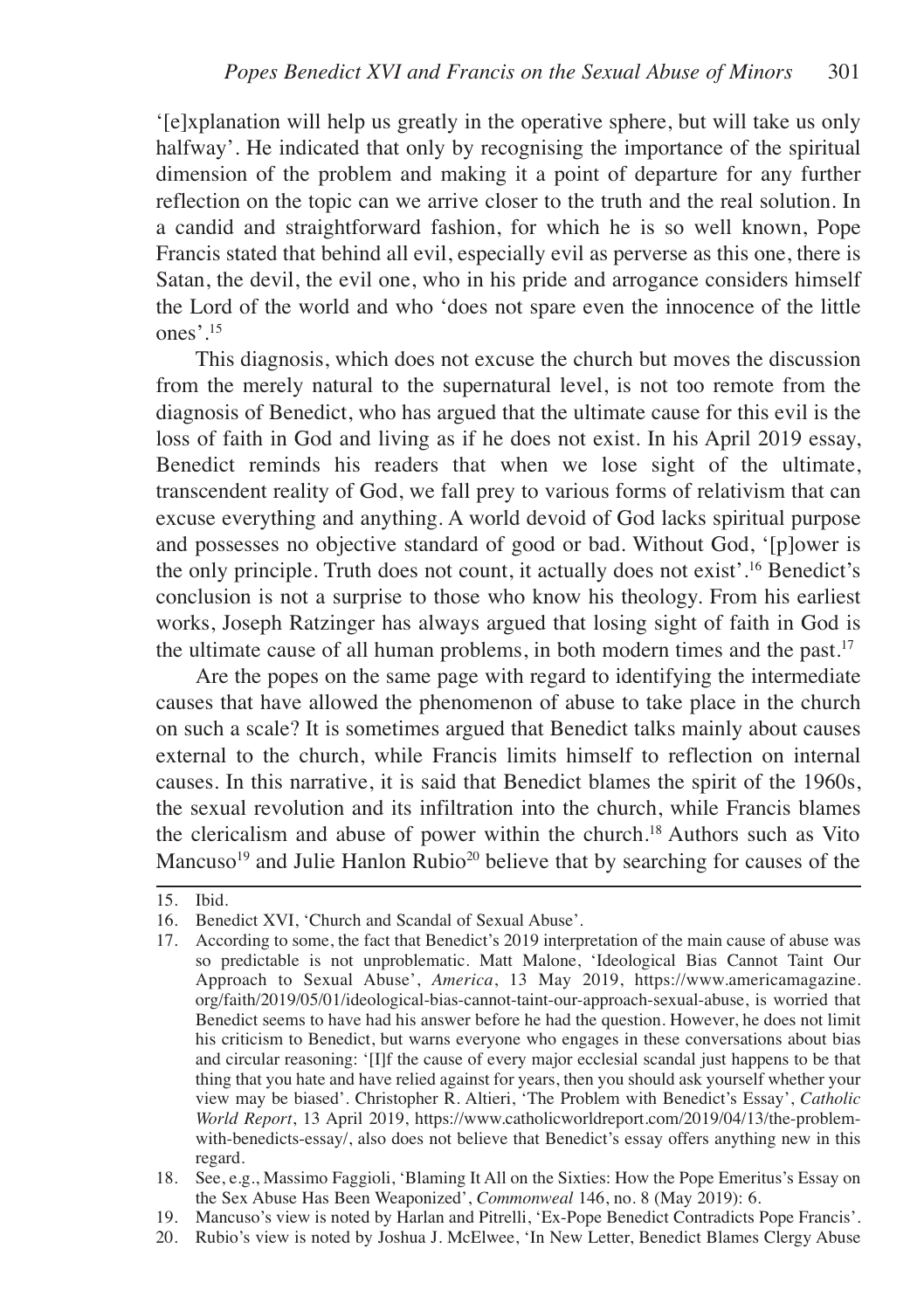'[e]xplanation will help us greatly in the operative sphere, but will take us only halfway'. He indicated that only by recognising the importance of the spiritual dimension of the problem and making it a point of departure for any further reflection on the topic can we arrive closer to the truth and the real solution. In a candid and straightforward fashion, for which he is so well known, Pope Francis stated that behind all evil, especially evil as perverse as this one, there is Satan, the devil, the evil one, who in his pride and arrogance considers himself the Lord of the world and who 'does not spare even the innocence of the little ones'.[15]

This diagnosis, which does not excuse the church but moves the discussion from the merely natural to the supernatural level, is not too remote from the diagnosis of Benedict, who has argued that the ultimate cause for this evil is the loss of faith in God and living as if he does not exist. In his April 2019 essay, Benedict reminds his readers that when we lose sight of the ultimate, transcendent reality of God, we fall prey to various forms of relativism that can excuse everything and anything. A world devoid of God lacks spiritual purpose and possesses no objective standard of good or bad. Without God, '[p]ower is the only principle. Truth does not count, it actually does not exist'.[16] Benedict's conclusion is not a surprise to those who know his theology. From his earliest works, Joseph Ratzinger has always argued that losing sight of faith in God is the ultimate cause of all human problems, in both modern times and the past.[17]

Are the popes on the same page with regard to identifying the intermediate causes that have allowed the phenomenon of abuse to take place in the church on such a scale? It is sometimes argued that Benedict talks mainly about causes external to the church, while Francis limits himself to reflection on internal causes. In this narrative, it is said that Benedict blames the spirit of the 1960s, the sexual revolution and its infiltration into the church, while Francis blames the clericalism and abuse of power within the church.[18] Authors such as Vito Mancuso[19] and Julie Hanlon Rubio[20] believe that by searching for causes of the

---

15. Ibid.
16. Benedict XVI, 'Church and Scandal of Sexual Abuse'.
17. According to some, the fact that Benedict's 2019 interpretation of the main cause of abuse was so predictable is not unproblematic. Matt Malone, 'Ideological Bias Cannot Taint Our Approach to Sexual Abuse', *America*, 13 May 2019, https://www.americamagazine.org/faith/2019/05/01/ideological-bias-cannot-taint-our-approach-sexual-abuse, is worried that Benedict seems to have had his answer before he had the question. However, he does not limit his criticism to Benedict, but warns everyone who engages in these conversations about bias and circular reasoning: '[I]f the cause of every major ecclesial scandal just happens to be that thing that you hate and have relied against for years, then you should ask yourself whether your view may be biased'. Christopher R. Altieri, 'The Problem with Benedict's Essay', *Catholic World Report*, 13 April 2019, https://www.catholicworldreport.com/2019/04/13/the-problem-with-benedicts-essay/, also does not believe that Benedict's essay offers anything new in this regard.
18. See, e.g., Massimo Faggioli, 'Blaming It All on the Sixties: How the Pope Emeritus's Essay on the Sex Abuse Has Been Weaponized', *Commonweal* 146, no. 8 (May 2019): 6.
19. Mancuso's view is noted by Harlan and Pitrelli, 'Ex-Pope Benedict Contradicts Pope Francis'.
20. Rubio's view is noted by Joshua J. McElwee, 'In New Letter, Benedict Blames Clergy Abuse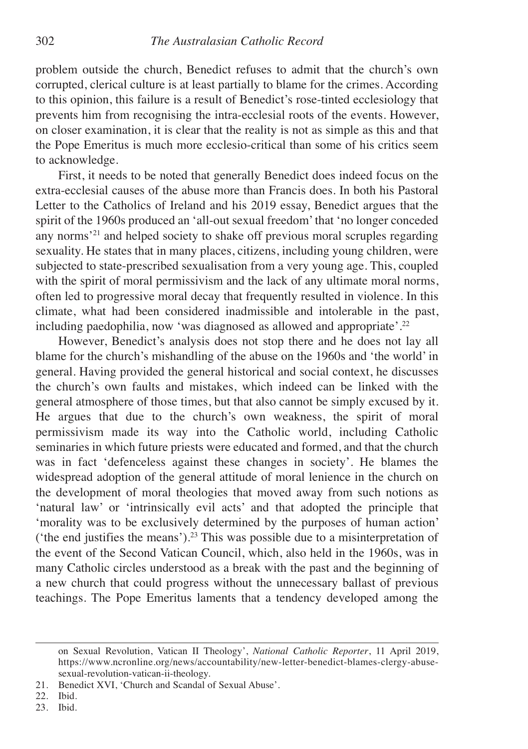problem outside the church, Benedict refuses to admit that the church's own corrupted, clerical culture is at least partially to blame for the crimes. According to this opinion, this failure is a result of Benedict's rose-tinted ecclesiology that prevents him from recognising the intra-ecclesial roots of the events. However, on closer examination, it is clear that the reality is not as simple as this and that the Pope Emeritus is much more ecclesio-critical than some of his critics seem to acknowledge.

First, it needs to be noted that generally Benedict does indeed focus on the extra-ecclesial causes of the abuse more than Francis does. In both his Pastoral Letter to the Catholics of Ireland and his 2019 essay, Benedict argues that the spirit of the 1960s produced an 'all-out sexual freedom' that 'no longer conceded any norms'[21] and helped society to shake off previous moral scruples regarding sexuality. He states that in many places, citizens, including young children, were subjected to state-prescribed sexualisation from a very young age. This, coupled with the spirit of moral permissivism and the lack of any ultimate moral norms, often led to progressive moral decay that frequently resulted in violence. In this climate, what had been considered inadmissible and intolerable in the past, including paedophilia, now 'was diagnosed as allowed and appropriate'.[22]

However, Benedict's analysis does not stop there and he does not lay all blame for the church's mishandling of the abuse on the 1960s and 'the world' in general. Having provided the general historical and social context, he discusses the church's own faults and mistakes, which indeed can be linked with the general atmosphere of those times, but that also cannot be simply excused by it. He argues that due to the church's own weakness, the spirit of moral permissivism made its way into the Catholic world, including Catholic seminaries in which future priests were educated and formed, and that the church was in fact 'defenceless against these changes in society'. He blames the widespread adoption of the general attitude of moral lenience in the church on the development of moral theologies that moved away from such notions as 'natural law' or 'intrinsically evil acts' and that adopted the principle that 'morality was to be exclusively determined by the purposes of human action' ('the end justifies the means').[23] This was possible due to a misinterpretation of the event of the Second Vatican Council, which, also held in the 1960s, was in many Catholic circles understood as a break with the past and the beginning of a new church that could progress without the unnecessary ballast of previous teachings. The Pope Emeritus laments that a tendency developed among the

---

on Sexual Revolution, Vatican II Theology', *National Catholic Reporter*, 11 April 2019, https://www.ncronline.org/news/accountability/new-letter-benedict-blames-clergy-abuse-sexual-revolution-vatican-ii-theology.

21. Benedict XVI, 'Church and Scandal of Sexual Abuse'.
22. Ibid.
23. Ibid.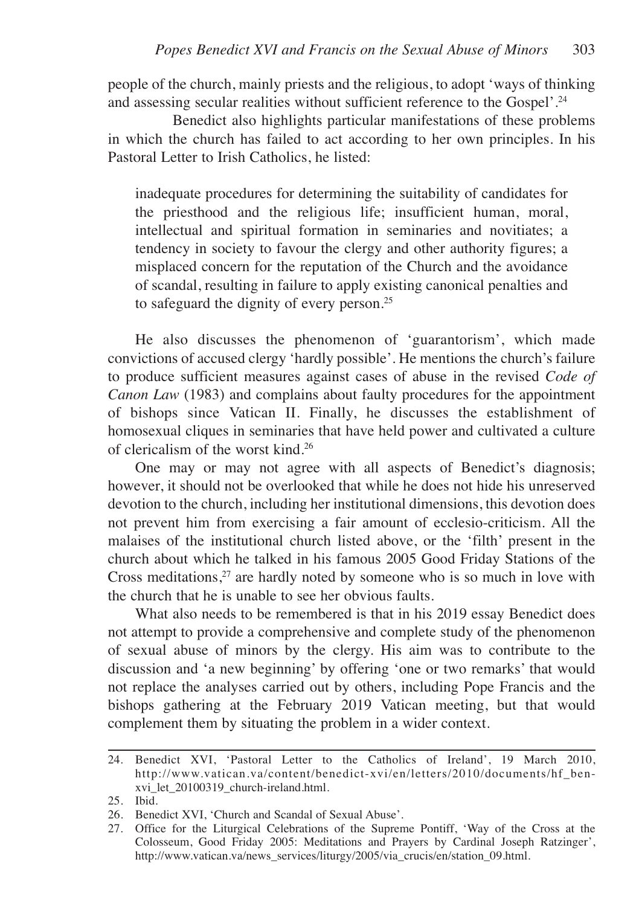people of the church, mainly priests and the religious, to adopt 'ways of thinking and assessing secular realities without sufficient reference to the Gospel'.[24]

Benedict also highlights particular manifestations of these problems in which the church has failed to act according to her own principles. In his Pastoral Letter to Irish Catholics, he listed:

> inadequate procedures for determining the suitability of candidates for the priesthood and the religious life; insufficient human, moral, intellectual and spiritual formation in seminaries and novitiates; a tendency in society to favour the clergy and other authority figures; a misplaced concern for the reputation of the Church and the avoidance of scandal, resulting in failure to apply existing canonical penalties and to safeguard the dignity of every person.[25]

He also discusses the phenomenon of 'guarantorism', which made convictions of accused clergy 'hardly possible'. He mentions the church's failure to produce sufficient measures against cases of abuse in the revised *Code of Canon Law* (1983) and complains about faulty procedures for the appointment of bishops since Vatican II. Finally, he discusses the establishment of homosexual cliques in seminaries that have held power and cultivated a culture of clericalism of the worst kind.[26]

One may or may not agree with all aspects of Benedict's diagnosis; however, it should not be overlooked that while he does not hide his unreserved devotion to the church, including her institutional dimensions, this devotion does not prevent him from exercising a fair amount of ecclesio-criticism. All the malaises of the institutional church listed above, or the 'filth' present in the church about which he talked in his famous 2005 Good Friday Stations of the Cross meditations,[27] are hardly noted by someone who is so much in love with the church that he is unable to see her obvious faults.

What also needs to be remembered is that in his 2019 essay Benedict does not attempt to provide a comprehensive and complete study of the phenomenon of sexual abuse of minors by the clergy. His aim was to contribute to the discussion and 'a new beginning' by offering 'one or two remarks' that would not replace the analyses carried out by others, including Pope Francis and the bishops gathering at the February 2019 Vatican meeting, but that would complement them by situating the problem in a wider context.

---

24. Benedict XVI, 'Pastoral Letter to the Catholics of Ireland', 19 March 2010, http://www.vatican.va/content/benedict-xvi/en/letters/2010/documents/hf_ben-xvi_let_20100319_church-ireland.html.
25. Ibid.
26. Benedict XVI, 'Church and Scandal of Sexual Abuse'.
27. Office for the Liturgical Celebrations of the Supreme Pontiff, 'Way of the Cross at the Colosseum, Good Friday 2005: Meditations and Prayers by Cardinal Joseph Ratzinger', http://www.vatican.va/news_services/liturgy/2005/via_crucis/en/station_09.html.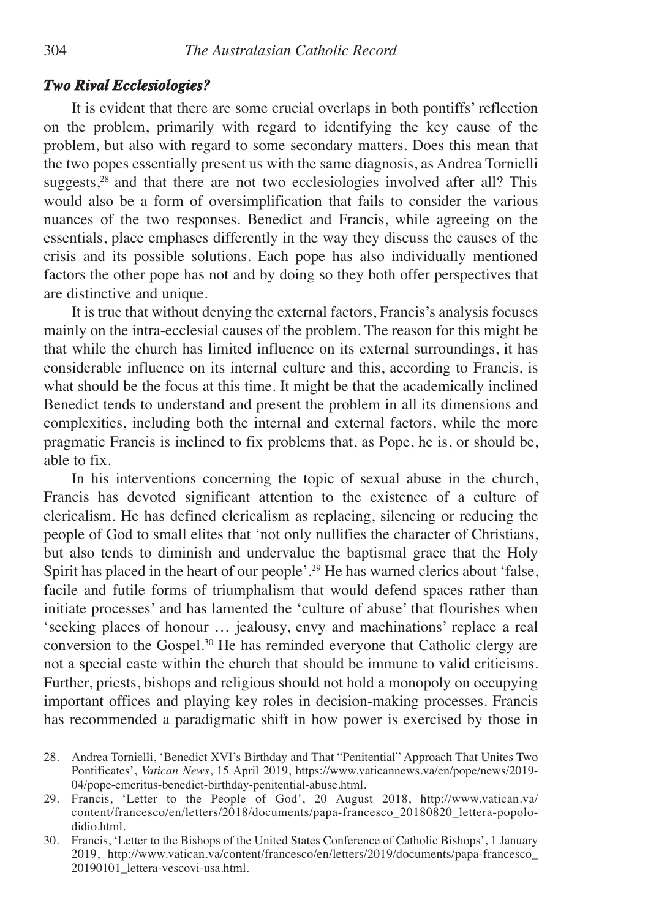### *Two Rival Ecclesiologies?*

It is evident that there are some crucial overlaps in both pontiffs' reflection on the problem, primarily with regard to identifying the key cause of the problem, but also with regard to some secondary matters. Does this mean that the two popes essentially present us with the same diagnosis, as Andrea Tornielli suggests,[28] and that there are not two ecclesiologies involved after all? This would also be a form of oversimplification that fails to consider the various nuances of the two responses. Benedict and Francis, while agreeing on the essentials, place emphases differently in the way they discuss the causes of the crisis and its possible solutions. Each pope has also individually mentioned factors the other pope has not and by doing so they both offer perspectives that are distinctive and unique.

It is true that without denying the external factors, Francis's analysis focuses mainly on the intra-ecclesial causes of the problem. The reason for this might be that while the church has limited influence on its external surroundings, it has considerable influence on its internal culture and this, according to Francis, is what should be the focus at this time. It might be that the academically inclined Benedict tends to understand and present the problem in all its dimensions and complexities, including both the internal and external factors, while the more pragmatic Francis is inclined to fix problems that, as Pope, he is, or should be, able to fix.

In his interventions concerning the topic of sexual abuse in the church, Francis has devoted significant attention to the existence of a culture of clericalism. He has defined clericalism as replacing, silencing or reducing the people of God to small elites that 'not only nullifies the character of Christians, but also tends to diminish and undervalue the baptismal grace that the Holy Spirit has placed in the heart of our people'.[29] He has warned clerics about 'false, facile and futile forms of triumphalism that would defend spaces rather than initiate processes' and has lamented the 'culture of abuse' that flourishes when 'seeking places of honour … jealousy, envy and machinations' replace a real conversion to the Gospel.[30] He has reminded everyone that Catholic clergy are not a special caste within the church that should be immune to valid criticisms. Further, priests, bishops and religious should not hold a monopoly on occupying important offices and playing key roles in decision-making processes. Francis has recommended a paradigmatic shift in how power is exercised by those in

---

28. Andrea Tornielli, 'Benedict XVI's Birthday and That "Penitential" Approach That Unites Two Pontificates', *Vatican News*, 15 April 2019, https://www.vaticannews.va/en/pope/news/2019-04/pope-emeritus-benedict-birthday-penitential-abuse.html.

29. Francis, 'Letter to the People of God', 20 August 2018, http://www.vatican.va/content/francesco/en/letters/2018/documents/papa-francesco_20180820_lettera-popolo-didio.html.

30. Francis, 'Letter to the Bishops of the United States Conference of Catholic Bishops', 1 January 2019, http://www.vatican.va/content/francesco/en/letters/2019/documents/papa-francesco_20190101_lettera-vescovi-usa.html.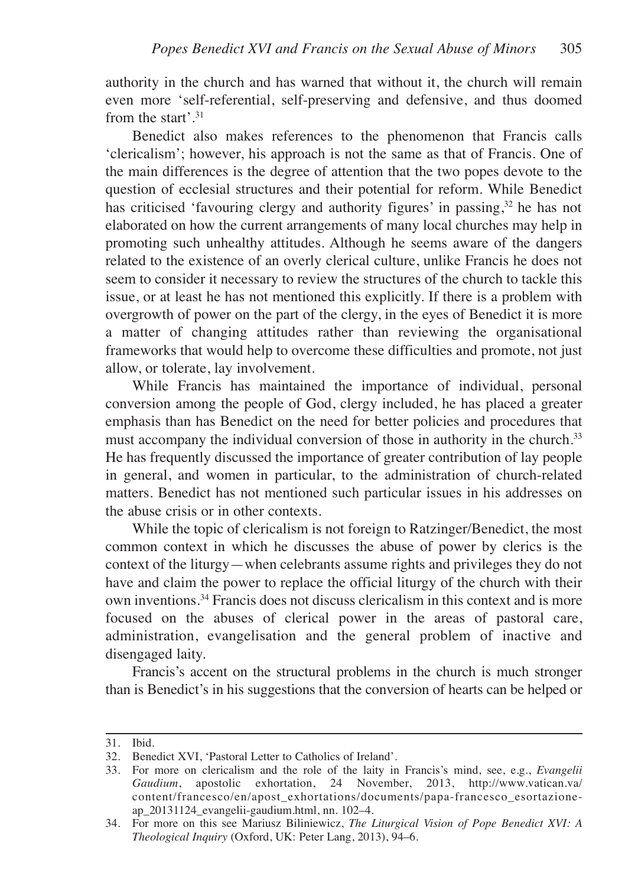authority in the church and has warned that without it, the church will remain even more 'self-referential, self-preserving and defensive, and thus doomed from the start'.[31]

Benedict also makes references to the phenomenon that Francis calls 'clericalism'; however, his approach is not the same as that of Francis. One of the main differences is the degree of attention that the two popes devote to the question of ecclesial structures and their potential for reform. While Benedict has criticised 'favouring clergy and authority figures' in passing,[32] he has not elaborated on how the current arrangements of many local churches may help in promoting such unhealthy attitudes. Although he seems aware of the dangers related to the existence of an overly clerical culture, unlike Francis he does not seem to consider it necessary to review the structures of the church to tackle this issue, or at least he has not mentioned this explicitly. If there is a problem with overgrowth of power on the part of the clergy, in the eyes of Benedict it is more a matter of changing attitudes rather than reviewing the organisational frameworks that would help to overcome these difficulties and promote, not just allow, or tolerate, lay involvement.

While Francis has maintained the importance of individual, personal conversion among the people of God, clergy included, he has placed a greater emphasis than has Benedict on the need for better policies and procedures that must accompany the individual conversion of those in authority in the church.[33] He has frequently discussed the importance of greater contribution of lay people in general, and women in particular, to the administration of church-related matters. Benedict has not mentioned such particular issues in his addresses on the abuse crisis or in other contexts.

While the topic of clericalism is not foreign to Ratzinger/Benedict, the most common context in which he discusses the abuse of power by clerics is the context of the liturgy—when celebrants assume rights and privileges they do not have and claim the power to replace the official liturgy of the church with their own inventions.[34] Francis does not discuss clericalism in this context and is more focused on the abuses of clerical power in the areas of pastoral care, administration, evangelisation and the general problem of inactive and disengaged laity.

Francis's accent on the structural problems in the church is much stronger than is Benedict's in his suggestions that the conversion of hearts can be helped or

31. Ibid.
32. Benedict XVI, 'Pastoral Letter to Catholics of Ireland'.
33. For more on clericalism and the role of the laity in Francis's mind, see, e.g., *Evangelii Gaudium*, apostolic exhortation, 24 November, 2013, http://www.vatican.va/content/francesco/en/apost_exhortations/documents/papa-francesco_esortazione-ap_20131124_evangelii-gaudium.html, nn. 102–4.
34. For more on this see Mariusz Biliniewicz, *The Liturgical Vision of Pope Benedict XVI: A Theological Inquiry* (Oxford, UK: Peter Lang, 2013), 94–6.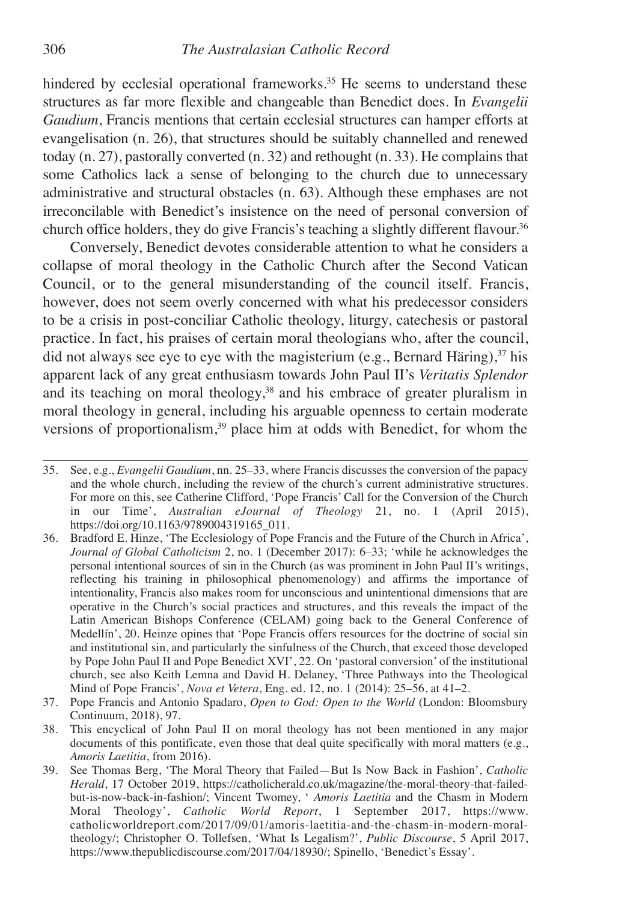hindered by ecclesial operational frameworks.[35] He seems to understand these structures as far more flexible and changeable than Benedict does. In *Evangelii Gaudium*, Francis mentions that certain ecclesial structures can hamper efforts at evangelisation (n. 26), that structures should be suitably channelled and renewed today (n. 27), pastorally converted (n. 32) and rethought (n. 33). He complains that some Catholics lack a sense of belonging to the church due to unnecessary administrative and structural obstacles (n. 63). Although these emphases are not irreconcilable with Benedict's insistence on the need of personal conversion of church office holders, they do give Francis's teaching a slightly different flavour.[36]

Conversely, Benedict devotes considerable attention to what he considers a collapse of moral theology in the Catholic Church after the Second Vatican Council, or to the general misunderstanding of the council itself. Francis, however, does not seem overly concerned with what his predecessor considers to be a crisis in post-conciliar Catholic theology, liturgy, catechesis or pastoral practice. In fact, his praises of certain moral theologians who, after the council, did not always see eye to eye with the magisterium (e.g., Bernard Häring),[37] his apparent lack of any great enthusiasm towards John Paul II's *Veritatis Splendor* and its teaching on moral theology,[38] and his embrace of greater pluralism in moral theology in general, including his arguable openness to certain moderate versions of proportionalism,[39] place him at odds with Benedict, for whom the

---

35. See, e.g., *Evangelii Gaudium*, nn. 25–33, where Francis discusses the conversion of the papacy and the whole church, including the review of the church's current administrative structures. For more on this, see Catherine Clifford, 'Pope Francis' Call for the Conversion of the Church in our Time', *Australian eJournal of Theology* 21, no. 1 (April 2015), https://doi.org/10.1163/9789004319165_011.

36. Bradford E. Hinze, 'The Ecclesiology of Pope Francis and the Future of the Church in Africa', *Journal of Global Catholicism* 2, no. 1 (December 2017): 6–33; 'while he acknowledges the personal intentional sources of sin in the Church (as was prominent in John Paul II's writings, reflecting his training in philosophical phenomenology) and affirms the importance of intentionality, Francis also makes room for unconscious and unintentional dimensions that are operative in the Church's social practices and structures, and this reveals the impact of the Latin American Bishops Conference (CELAM) going back to the General Conference of Medellín', 20. Heinze opines that 'Pope Francis offers resources for the doctrine of social sin and institutional sin, and particularly the sinfulness of the Church, that exceed those developed by Pope John Paul II and Pope Benedict XVI', 22. On 'pastoral conversion' of the institutional church, see also Keith Lemna and David H. Delaney, 'Three Pathways into the Theological Mind of Pope Francis', *Nova et Vetera*, Eng. ed. 12, no. 1 (2014): 25–56, at 41–2.

37. Pope Francis and Antonio Spadaro, *Open to God: Open to the World* (London: Bloomsbury Continuum, 2018), 97.

38. This encyclical of John Paul II on moral theology has not been mentioned in any major documents of this pontificate, even those that deal quite specifically with moral matters (e.g., *Amoris Laetitia*, from 2016).

39. See Thomas Berg, 'The Moral Theory that Failed—But Is Now Back in Fashion', *Catholic Herald*, 17 October 2019, https://catholicherald.co.uk/magazine/the-moral-theory-that-failed-but-is-now-back-in-fashion/; Vincent Twomey, ' *Amoris Laetitia* and the Chasm in Modern Moral Theology', *Catholic World Report*, 1 September 2017, https://www.catholicworldreport.com/2017/09/01/amoris-laetitia-and-the-chasm-in-modern-moral-theology/; Christopher O. Tollefsen, 'What Is Legalism?', *Public Discourse*, 5 April 2017, https://www.thepublicdiscourse.com/2017/04/18930/; Spinello, 'Benedict's Essay'.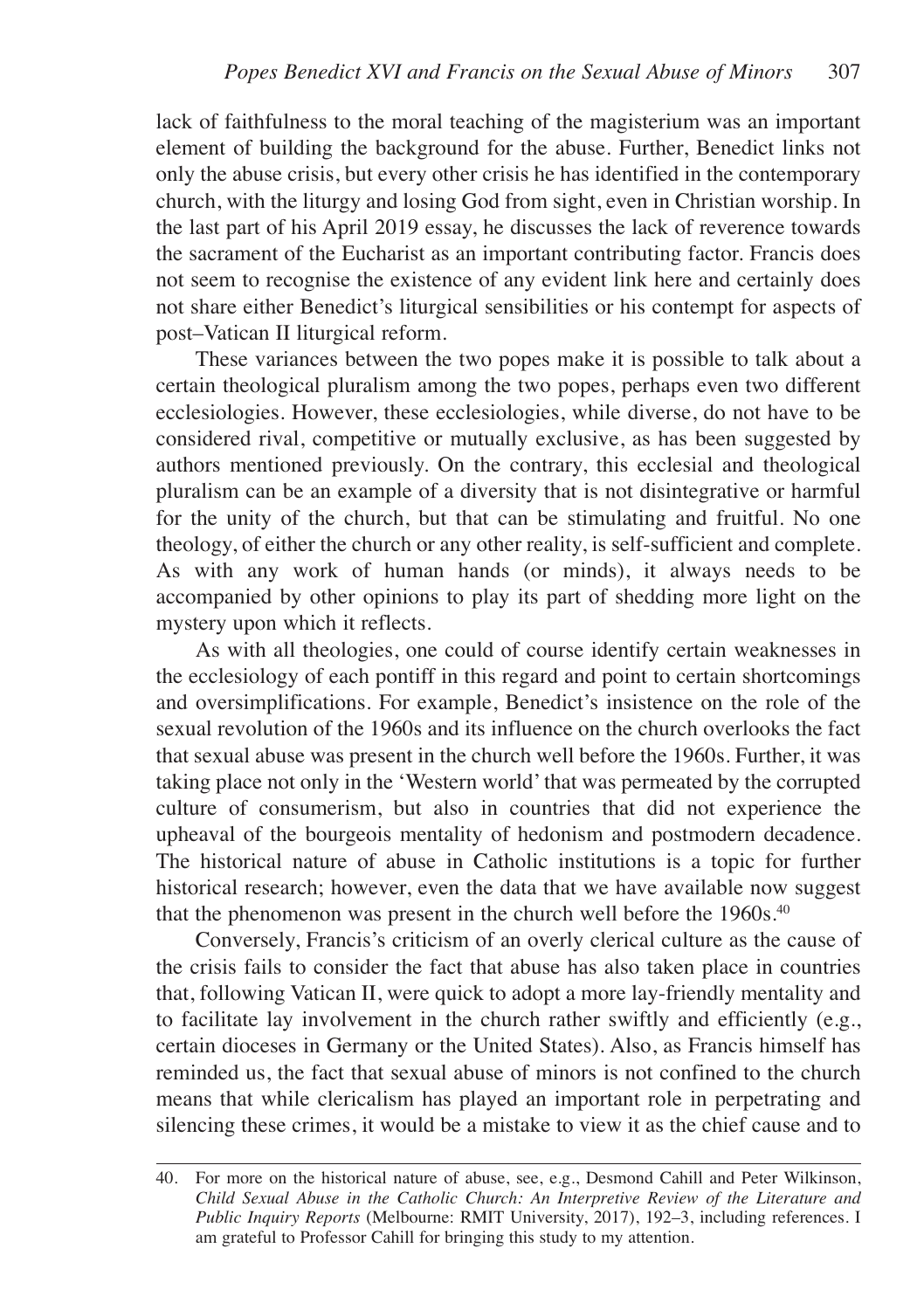lack of faithfulness to the moral teaching of the magisterium was an important element of building the background for the abuse. Further, Benedict links not only the abuse crisis, but every other crisis he has identified in the contemporary church, with the liturgy and losing God from sight, even in Christian worship. In the last part of his April 2019 essay, he discusses the lack of reverence towards the sacrament of the Eucharist as an important contributing factor. Francis does not seem to recognise the existence of any evident link here and certainly does not share either Benedict's liturgical sensibilities or his contempt for aspects of post–Vatican II liturgical reform.

These variances between the two popes make it is possible to talk about a certain theological pluralism among the two popes, perhaps even two different ecclesiologies. However, these ecclesiologies, while diverse, do not have to be considered rival, competitive or mutually exclusive, as has been suggested by authors mentioned previously. On the contrary, this ecclesial and theological pluralism can be an example of a diversity that is not disintegrative or harmful for the unity of the church, but that can be stimulating and fruitful. No one theology, of either the church or any other reality, is self-sufficient and complete. As with any work of human hands (or minds), it always needs to be accompanied by other opinions to play its part of shedding more light on the mystery upon which it reflects.

As with all theologies, one could of course identify certain weaknesses in the ecclesiology of each pontiff in this regard and point to certain shortcomings and oversimplifications. For example, Benedict's insistence on the role of the sexual revolution of the 1960s and its influence on the church overlooks the fact that sexual abuse was present in the church well before the 1960s. Further, it was taking place not only in the 'Western world' that was permeated by the corrupted culture of consumerism, but also in countries that did not experience the upheaval of the bourgeois mentality of hedonism and postmodern decadence. The historical nature of abuse in Catholic institutions is a topic for further historical research; however, even the data that we have available now suggest that the phenomenon was present in the church well before the 1960s.[40]

Conversely, Francis's criticism of an overly clerical culture as the cause of the crisis fails to consider the fact that abuse has also taken place in countries that, following Vatican II, were quick to adopt a more lay-friendly mentality and to facilitate lay involvement in the church rather swiftly and efficiently (e.g., certain dioceses in Germany or the United States). Also, as Francis himself has reminded us, the fact that sexual abuse of minors is not confined to the church means that while clericalism has played an important role in perpetrating and silencing these crimes, it would be a mistake to view it as the chief cause and to

---

40. For more on the historical nature of abuse, see, e.g., Desmond Cahill and Peter Wilkinson, *Child Sexual Abuse in the Catholic Church: An Interpretive Review of the Literature and Public Inquiry Reports* (Melbourne: RMIT University, 2017), 192–3, including references. I am grateful to Professor Cahill for bringing this study to my attention.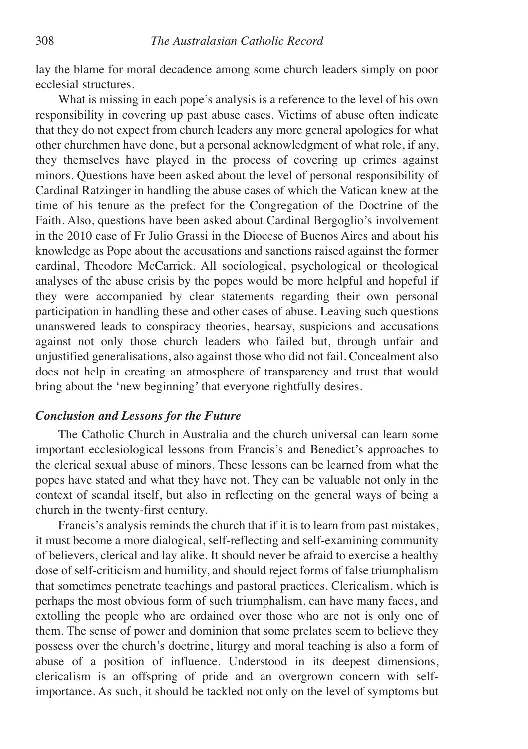lay the blame for moral decadence among some church leaders simply on poor ecclesial structures.

What is missing in each pope's analysis is a reference to the level of his own responsibility in covering up past abuse cases. Victims of abuse often indicate that they do not expect from church leaders any more general apologies for what other churchmen have done, but a personal acknowledgment of what role, if any, they themselves have played in the process of covering up crimes against minors. Questions have been asked about the level of personal responsibility of Cardinal Ratzinger in handling the abuse cases of which the Vatican knew at the time of his tenure as the prefect for the Congregation of the Doctrine of the Faith. Also, questions have been asked about Cardinal Bergoglio's involvement in the 2010 case of Fr Julio Grassi in the Diocese of Buenos Aires and about his knowledge as Pope about the accusations and sanctions raised against the former cardinal, Theodore McCarrick. All sociological, psychological or theological analyses of the abuse crisis by the popes would be more helpful and hopeful if they were accompanied by clear statements regarding their own personal participation in handling these and other cases of abuse. Leaving such questions unanswered leads to conspiracy theories, hearsay, suspicions and accusations against not only those church leaders who failed but, through unfair and unjustified generalisations, also against those who did not fail. Concealment also does not help in creating an atmosphere of transparency and trust that would bring about the 'new beginning' that everyone rightfully desires.

### *Conclusion and Lessons for the Future*

The Catholic Church in Australia and the church universal can learn some important ecclesiological lessons from Francis's and Benedict's approaches to the clerical sexual abuse of minors. These lessons can be learned from what the popes have stated and what they have not. They can be valuable not only in the context of scandal itself, but also in reflecting on the general ways of being a church in the twenty-first century.

Francis's analysis reminds the church that if it is to learn from past mistakes, it must become a more dialogical, self-reflecting and self-examining community of believers, clerical and lay alike. It should never be afraid to exercise a healthy dose of self-criticism and humility, and should reject forms of false triumphalism that sometimes penetrate teachings and pastoral practices. Clericalism, which is perhaps the most obvious form of such triumphalism, can have many faces, and extolling the people who are ordained over those who are not is only one of them. The sense of power and dominion that some prelates seem to believe they possess over the church's doctrine, liturgy and moral teaching is also a form of abuse of a position of influence. Understood in its deepest dimensions, clericalism is an offspring of pride and an overgrown concern with self-importance. As such, it should be tackled not only on the level of symptoms but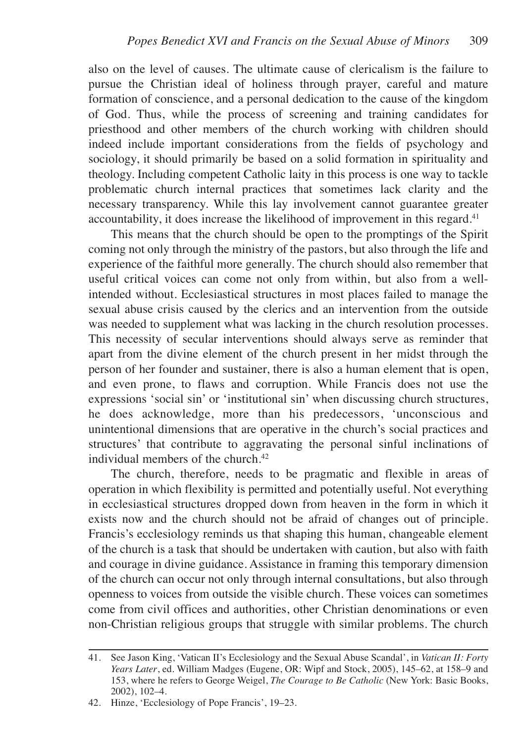also on the level of causes. The ultimate cause of clericalism is the failure to pursue the Christian ideal of holiness through prayer, careful and mature formation of conscience, and a personal dedication to the cause of the kingdom of God. Thus, while the process of screening and training candidates for priesthood and other members of the church working with children should indeed include important considerations from the fields of psychology and sociology, it should primarily be based on a solid formation in spirituality and theology. Including competent Catholic laity in this process is one way to tackle problematic church internal practices that sometimes lack clarity and the necessary transparency. While this lay involvement cannot guarantee greater accountability, it does increase the likelihood of improvement in this regard.[41]

This means that the church should be open to the promptings of the Spirit coming not only through the ministry of the pastors, but also through the life and experience of the faithful more generally. The church should also remember that useful critical voices can come not only from within, but also from a well-intended without. Ecclesiastical structures in most places failed to manage the sexual abuse crisis caused by the clerics and an intervention from the outside was needed to supplement what was lacking in the church resolution processes. This necessity of secular interventions should always serve as reminder that apart from the divine element of the church present in her midst through the person of her founder and sustainer, there is also a human element that is open, and even prone, to flaws and corruption. While Francis does not use the expressions 'social sin' or 'institutional sin' when discussing church structures, he does acknowledge, more than his predecessors, 'unconscious and unintentional dimensions that are operative in the church's social practices and structures' that contribute to aggravating the personal sinful inclinations of individual members of the church.[42]

The church, therefore, needs to be pragmatic and flexible in areas of operation in which flexibility is permitted and potentially useful. Not everything in ecclesiastical structures dropped down from heaven in the form in which it exists now and the church should not be afraid of changes out of principle. Francis's ecclesiology reminds us that shaping this human, changeable element of the church is a task that should be undertaken with caution, but also with faith and courage in divine guidance. Assistance in framing this temporary dimension of the church can occur not only through internal consultations, but also through openness to voices from outside the visible church. These voices can sometimes come from civil offices and authorities, other Christian denominations or even non-Christian religious groups that struggle with similar problems. The church

---

41. See Jason King, 'Vatican II's Ecclesiology and the Sexual Abuse Scandal', in *Vatican II: Forty Years Later*, ed. William Madges (Eugene, OR: Wipf and Stock, 2005), 145–62, at 158–9 and 153, where he refers to George Weigel, *The Courage to Be Catholic* (New York: Basic Books, 2002), 102–4.

42. Hinze, 'Ecclesiology of Pope Francis', 19–23.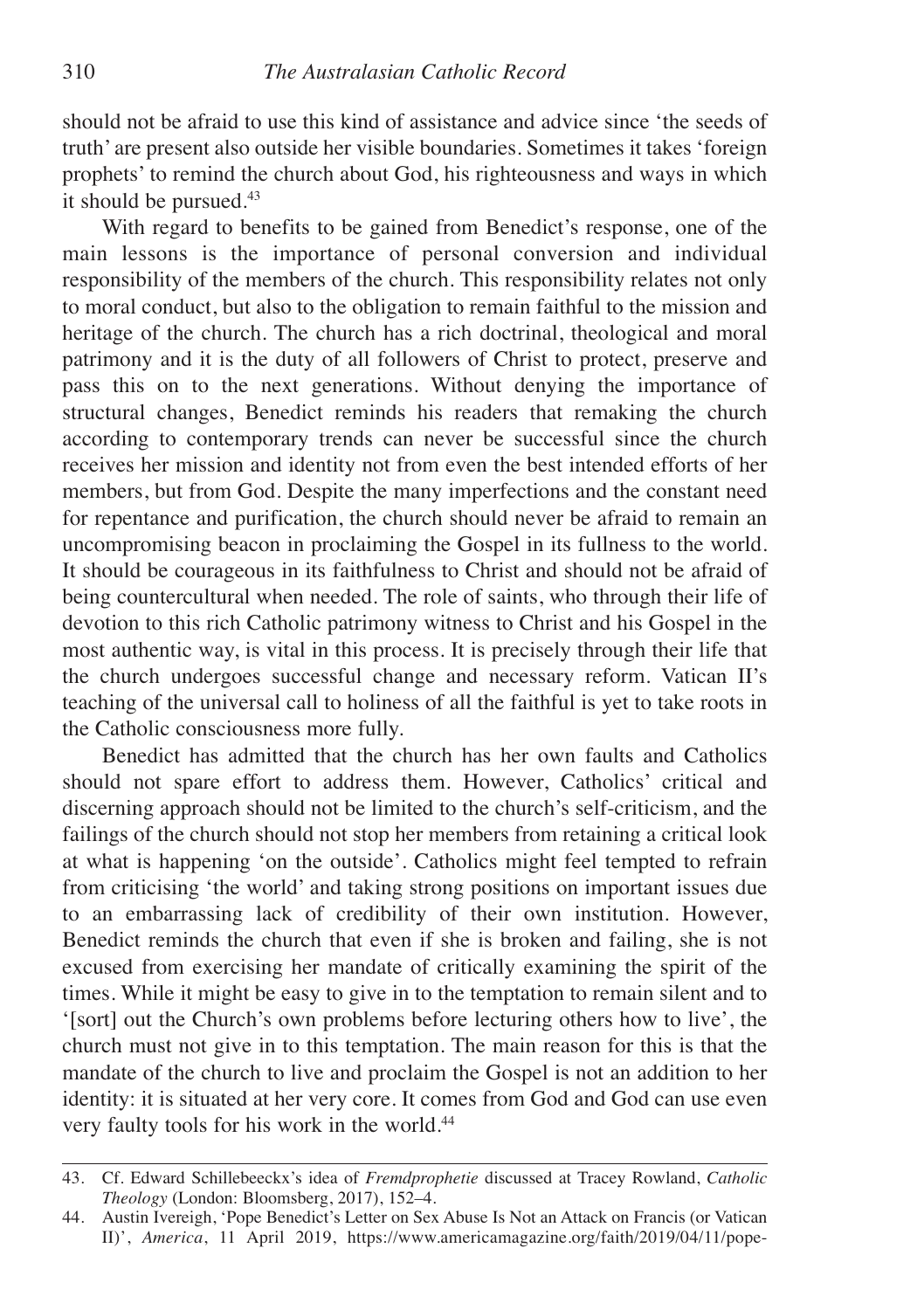should not be afraid to use this kind of assistance and advice since 'the seeds of truth' are present also outside her visible boundaries. Sometimes it takes 'foreign prophets' to remind the church about God, his righteousness and ways in which it should be pursued.[43]

With regard to benefits to be gained from Benedict's response, one of the main lessons is the importance of personal conversion and individual responsibility of the members of the church. This responsibility relates not only to moral conduct, but also to the obligation to remain faithful to the mission and heritage of the church. The church has a rich doctrinal, theological and moral patrimony and it is the duty of all followers of Christ to protect, preserve and pass this on to the next generations. Without denying the importance of structural changes, Benedict reminds his readers that remaking the church according to contemporary trends can never be successful since the church receives her mission and identity not from even the best intended efforts of her members, but from God. Despite the many imperfections and the constant need for repentance and purification, the church should never be afraid to remain an uncompromising beacon in proclaiming the Gospel in its fullness to the world. It should be courageous in its faithfulness to Christ and should not be afraid of being countercultural when needed. The role of saints, who through their life of devotion to this rich Catholic patrimony witness to Christ and his Gospel in the most authentic way, is vital in this process. It is precisely through their life that the church undergoes successful change and necessary reform. Vatican II's teaching of the universal call to holiness of all the faithful is yet to take roots in the Catholic consciousness more fully.

Benedict has admitted that the church has her own faults and Catholics should not spare effort to address them. However, Catholics' critical and discerning approach should not be limited to the church's self-criticism, and the failings of the church should not stop her members from retaining a critical look at what is happening 'on the outside'. Catholics might feel tempted to refrain from criticising 'the world' and taking strong positions on important issues due to an embarrassing lack of credibility of their own institution. However, Benedict reminds the church that even if she is broken and failing, she is not excused from exercising her mandate of critically examining the spirit of the times. While it might be easy to give in to the temptation to remain silent and to '[sort] out the Church's own problems before lecturing others how to live', the church must not give in to this temptation. The main reason for this is that the mandate of the church to live and proclaim the Gospel is not an addition to her identity: it is situated at her very core. It comes from God and God can use even very faulty tools for his work in the world.[44]

---

43. Cf. Edward Schillebeeckx's idea of *Fremdprophetie* discussed at Tracey Rowland, *Catholic Theology* (London: Bloomsberg, 2017), 152–4.

44. Austin Ivereigh, 'Pope Benedict's Letter on Sex Abuse Is Not an Attack on Francis (or Vatican II)', *America*, 11 April 2019, https://www.americamagazine.org/faith/2019/04/11/pope-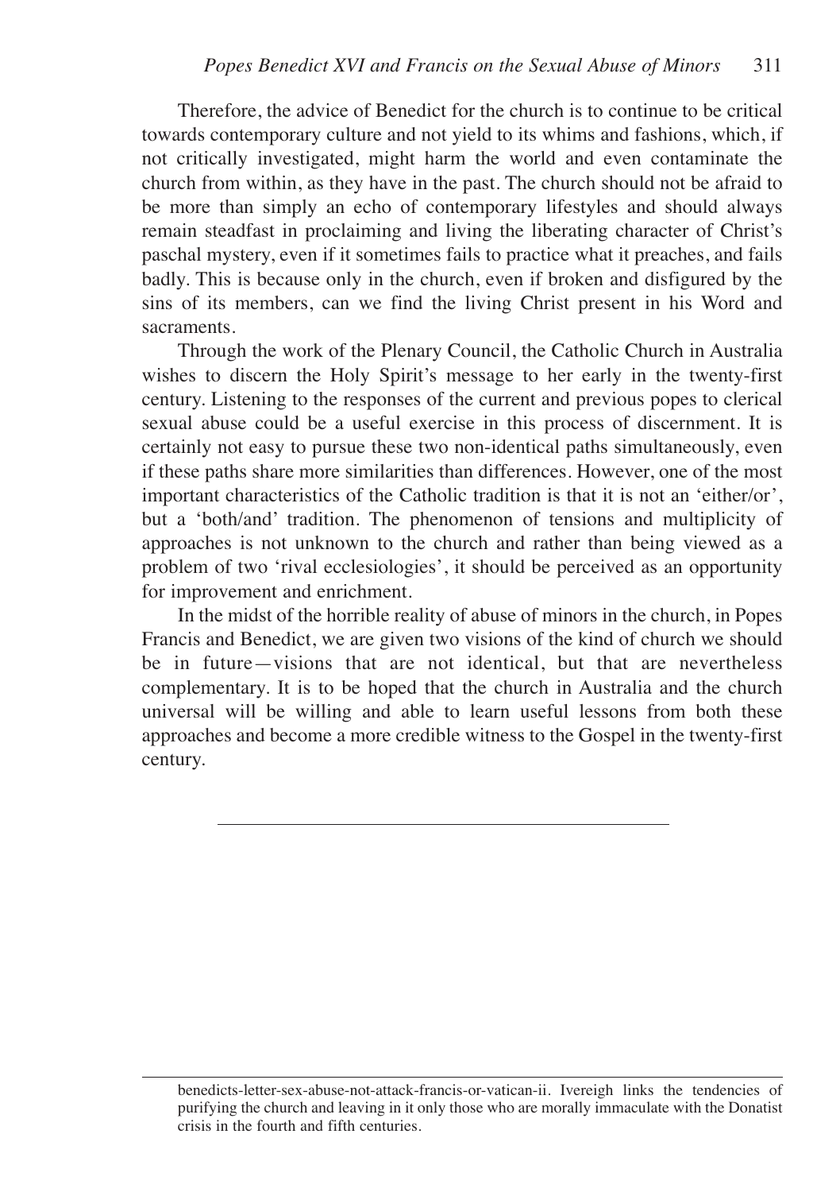Therefore, the advice of Benedict for the church is to continue to be critical towards contemporary culture and not yield to its whims and fashions, which, if not critically investigated, might harm the world and even contaminate the church from within, as they have in the past. The church should not be afraid to be more than simply an echo of contemporary lifestyles and should always remain steadfast in proclaiming and living the liberating character of Christ's paschal mystery, even if it sometimes fails to practice what it preaches, and fails badly. This is because only in the church, even if broken and disfigured by the sins of its members, can we find the living Christ present in his Word and sacraments.

Through the work of the Plenary Council, the Catholic Church in Australia wishes to discern the Holy Spirit's message to her early in the twenty-first century. Listening to the responses of the current and previous popes to clerical sexual abuse could be a useful exercise in this process of discernment. It is certainly not easy to pursue these two non-identical paths simultaneously, even if these paths share more similarities than differences. However, one of the most important characteristics of the Catholic tradition is that it is not an 'either/or', but a 'both/and' tradition. The phenomenon of tensions and multiplicity of approaches is not unknown to the church and rather than being viewed as a problem of two 'rival ecclesiologies', it should be perceived as an opportunity for improvement and enrichment.

In the midst of the horrible reality of abuse of minors in the church, in Popes Francis and Benedict, we are given two visions of the kind of church we should be in future—visions that are not identical, but that are nevertheless complementary. It is to be hoped that the church in Australia and the church universal will be willing and able to learn useful lessons from both these approaches and become a more credible witness to the Gospel in the twenty-first century.

---

benedicts-letter-sex-abuse-not-attack-francis-or-vatican-ii. Ivereigh links the tendencies of purifying the church and leaving in it only those who are morally immaculate with the Donatist crisis in the fourth and fifth centuries.